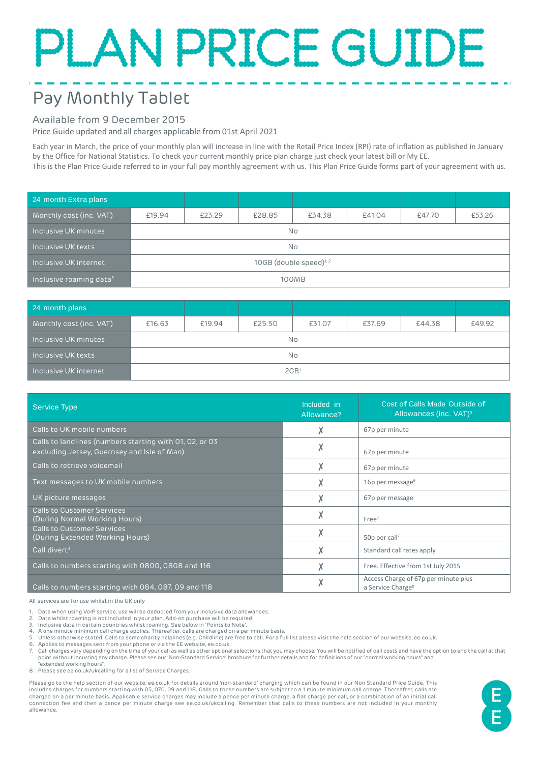# PLAN PRICE GUIDE

## Pay Monthly Tablet

### Available from 9 December 2015

Price Guide updated and all charges applicable from 01st April 2021

Each year in March, the price of your monthly plan will increase in line with the Retail Price Index (RPI) rate of inflation as published in January by the Office for National Statistics. To check your current monthly price plan charge just check your latest bill or My EE.
This is the Plan Price Guide referred to in your full pay monthly agreement with us. This Plan Price Guide forms part of your agreement with us.

| 24 month Extra plans | | | | | | | |
|---|---|---|---|---|---|---|---|
| Monthly cost (inc. VAT) | £19.94 | £23.29 | £28.85 | £34.38 | £41.04 | £47.70 | £53.26 |
| Inclusive UK minutes | No | | | | | | |
| Inclusive UK texts | No | | | | | | |
| Inclusive UK internet | 10GB (double speed)[1,2] | | | | | | |
| Inclusive roaming data[3] | 100MB | | | | | | |

| 24 month plans | | | | | | | |
|---|---|---|---|---|---|---|---|
| Monthly cost (inc. VAT) | £16.63 | £19.94 | £25.50 | £31.07 | £37.69 | £44.38 | £49.92 |
| Inclusive UK minutes | No | | | | | | |
| Inclusive UK texts | No | | | | | | |
| Inclusive UK internet | 2GB[1] | | | | | | |

| Service Type | Included in Allowance? | Cost of Calls Made Outside of Allowances (inc. VAT)[3] |
|---|---|---|
| Calls to UK mobile numbers | ✗ | 67p per minute |
| Calls to landlines (numbers starting with 01, 02, or 03 excluding Jersey, Guernsey and Isle of Man) | ✗ | 67p per minute |
| Calls to retrieve voicemail | ✗ | 67p per minute |
| Text messages to UK mobile numbers | ✗ | 16p per message[6] |
| UK picture messages | ✗ | 67p per message |
| Calls to Customer Services (During Normal Working Hours) | ✗ | Free[7] |
| Calls to Customer Services (During Extended Working Hours) | ✗ | 50p per call[7] |
| Call divert[4] | ✗ | Standard call rates apply |
| Calls to numbers starting with 0800, 0808 and 116 | ✗ | Free. Effective from 1st July 2015 |
| Calls to numbers starting with 084, 087, 09 and 118 | ✗ | Access Charge of 67p per minute plus a Service Charge[8] |

All services are for use whilst in the UK only

1. Data when using VoIP service, use will be deducted from your inclusive data allowances.
2. Data whilst roaming is not included in your plan. Add-on purchase will be required.
3. Inclusive data in certain countries whilst roaming. See below in 'Points to Note'.
4. A one minute minimum call charge applies. Thereafter, calls are charged on a per minute basis.
5. Unless otherwise stated. Calls to some charity helplines (e.g. Childline) are free to call. For a full list please visit the help section of our website, ee.co.uk.
6. Applies to messages sent from your phone or via the EE website, ee.co.uk.
7. Call charges vary depending on the time of your call as well as other optional selections that you may choose. You will be notified of call costs and have the option to end the call at that point without incurring any charge. Please see our 'Non-Standard Service' brochure for further details and for definitions of our "normal working hours" and "extended working hours".
8. Please see ee.co.uk/ukcalling for a list of Service Charges.

Please go to the help section of our website, ee.co.uk for details around 'non-standard' charging which can be found in our Non Standard Price Guide. This includes charges for numbers starting with 05, 070, 09 and 118. Calls to these numbers are subject to a 1 minute minimum call charge. Thereafter, calls are charged on a per minute basis. Applicable service charges may include a pence per minute charge, a flat charge per call, or a combination of an initial call connection fee and then a pence per minute charge see ee.co.uk/ukcalling. Remember that calls to these numbers are not included in your monthly allowance.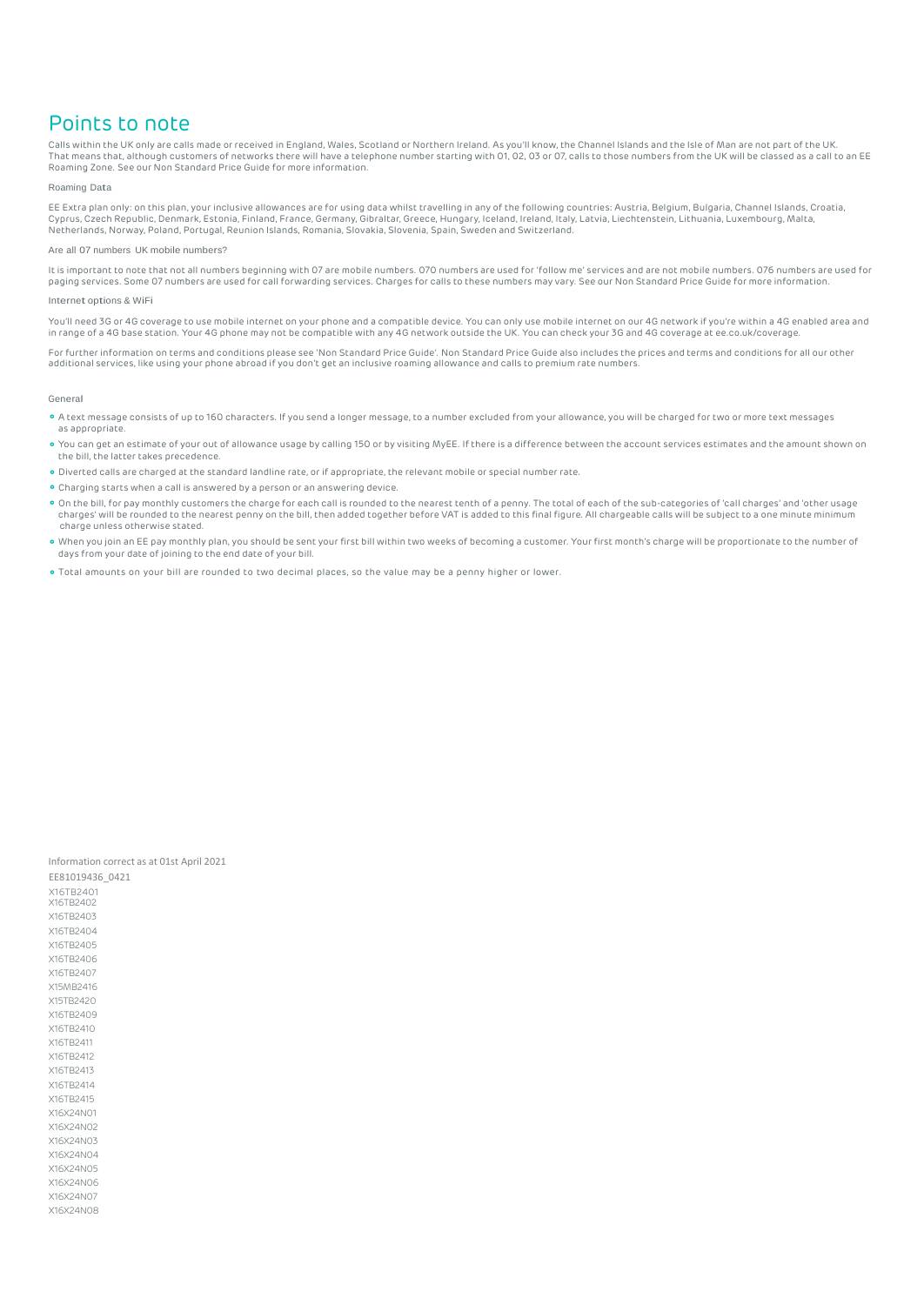# Points to note

Calls within the UK only are calls made or received in England, Wales, Scotland or Northern Ireland. As you'll know, the Channel Islands and the Isle of Man are not part of the UK. That means that, although customers of networks there will have a telephone number starting with 01, 02, 03 or 07, calls to those numbers from the UK will be classed as a call to an EE Roaming Zone. See our Non Standard Price Guide for more information.

### Roaming Data

EE Extra plan only: on this plan, your inclusive allowances are for using data whilst travelling in any of the following countries: Austria, Belgium, Bulgaria, Channel Islands, Croatia, Cyprus, Czech Republic, Denmark, Estonia, Finland, France, Germany, Gibraltar, Greece, Hungary, Iceland, Ireland, Italy, Latvia, Liechtenstein, Lithuania, Luxembourg, Malta, Netherlands, Norway, Poland, Portugal, Reunion Islands, Romania, Slovakia, Slovenia, Spain, Sweden and Switzerland.

### Are all 07 numbers UK mobile numbers?

It is important to note that not all numbers beginning with 07 are mobile numbers. 070 numbers are used for 'follow me' services and are not mobile numbers. 076 numbers are used for paging services. Some 07 numbers are used for call forwarding services. Charges for calls to these numbers may vary. See our Non Standard Price Guide for more information.

### Internet options & WiFi

You'll need 3G or 4G coverage to use mobile internet on your phone and a compatible device. You can only use mobile internet on our 4G network if you're within a 4G enabled area and in range of a 4G base station. Your 4G phone may not be compatible with any 4G network outside the UK. You can check your 3G and 4G coverage at ee.co.uk/coverage.

For further information on terms and conditions please see 'Non Standard Price Guide'. Non Standard Price Guide also includes the prices and terms and conditions for all our other additional services, like using your phone abroad if you don't get an inclusive roaming allowance and calls to premium rate numbers.

### General

- A text message consists of up to 160 characters. If you send a longer message, to a number excluded from your allowance, you will be charged for two or more text messages as appropriate.
- You can get an estimate of your out of allowance usage by calling 150 or by visiting MyEE. If there is a difference between the account services estimates and the amount shown on the bill, the latter takes precedence.
- Diverted calls are charged at the standard landline rate, or if appropriate, the relevant mobile or special number rate.
- Charging starts when a call is answered by a person or an answering device.
- On the bill, for pay monthly customers the charge for each call is rounded to the nearest tenth of a penny. The total of each of the sub-categories of 'call charges' and 'other usage charges' will be rounded to the nearest penny on the bill, then added together before VAT is added to this final figure. All chargeable calls will be subject to a one minute minimum charge unless otherwise stated.
- When you join an EE pay monthly plan, you should be sent your first bill within two weeks of becoming a customer. Your first month's charge will be proportionate to the number of days from your date of joining to the end date of your bill.
- Total amounts on your bill are rounded to two decimal places, so the value may be a penny higher or lower.

Information correct as at 01st April 2021

EE81019436_0421

X16TB2401
X16TB2402
X16TB2403
X16TB2404
X16TB2405
X16TB2406
X16TB2407
X15MB2416
X15TB2420
X16TB2409
X16TB2410
X16TB2411
X16TB2412
X16TB2413
X16TB2414
X16TB2415
X16X24N01
X16X24N02
X16X24N03
X16X24N04
X16X24N05
X16X24N06
X16X24N07
X16X24N08